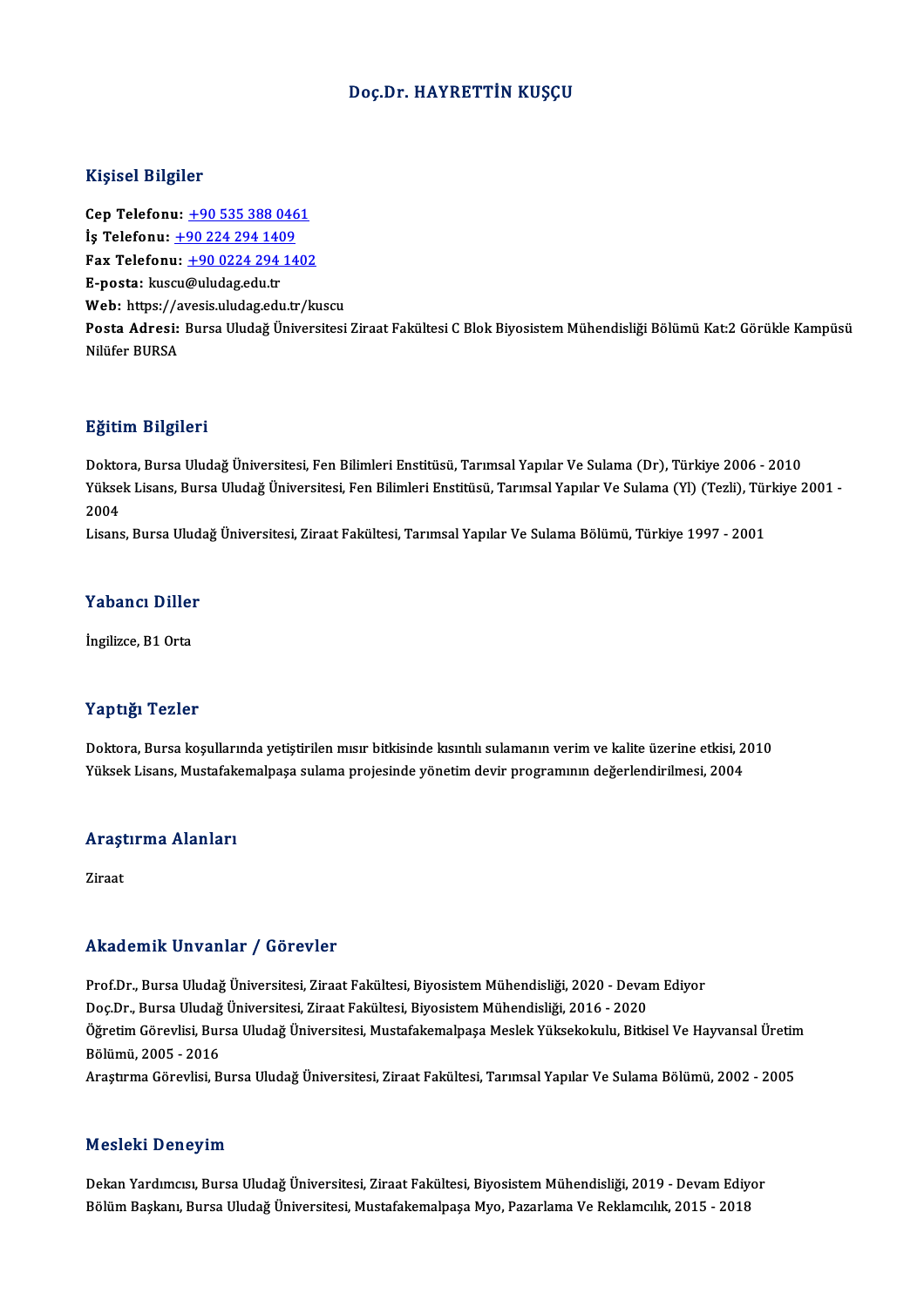# Doç.Dr. HAYRETTİN KUŞÇU

## Kişisel Bilgiler

**Cep Telefonu:** +90 535 388 0461
**İş Telefonu:** +90 224 294 1409
**Fax Telefonu:** +90 0224 294 1402
**E-posta:** kuscu@uludag.edu.tr
**Web:** https://avesis.uludag.edu.tr/kuscu
**Posta Adresi:** Bursa Uludağ Üniversitesi Ziraat Fakültesi C Blok Biyosistem Mühendisliği Bölümü Kat:2 Görükle Kampüsü Nilüfer BURSA

## Eğitim Bilgileri

Doktora, Bursa Uludağ Üniversitesi, Fen Bilimleri Enstitüsü, Tarımsal Yapılar Ve Sulama (Dr), Türkiye 2006 - 2010
Yüksek Lisans, Bursa Uludağ Üniversitesi, Fen Bilimleri Enstitüsü, Tarımsal Yapılar Ve Sulama (Yl) (Tezli), Türkiye 2001 - 2004
Lisans, Bursa Uludağ Üniversitesi, Ziraat Fakültesi, Tarımsal Yapılar Ve Sulama Bölümü, Türkiye 1997 - 2001

## Yabancı Diller

İngilizce, B1 Orta

## Yaptığı Tezler

Doktora, Bursa koşullarında yetiştirilen mısır bitkisinde kısıntılı sulamanın verim ve kalite üzerine etkisi, 2010
Yüksek Lisans, Mustafakemalpaşa sulama projesinde yönetim devir programının değerlendirilmesi, 2004

## Araştırma Alanları

Ziraat

## Akademik Unvanlar / Görevler

Prof.Dr., Bursa Uludağ Üniversitesi, Ziraat Fakültesi, Biyosistem Mühendisliği, 2020 - Devam Ediyor
Doç.Dr., Bursa Uludağ Üniversitesi, Ziraat Fakültesi, Biyosistem Mühendisliği, 2016 - 2020
Öğretim Görevlisi, Bursa Uludağ Üniversitesi, Mustafakemalpaşa Meslek Yüksekokulu, Bitkisel Ve Hayvansal Üretim Bölümü, 2005 - 2016
Araştırma Görevlisi, Bursa Uludağ Üniversitesi, Ziraat Fakültesi, Tarımsal Yapılar Ve Sulama Bölümü, 2002 - 2005

## Mesleki Deneyim

Dekan Yardımcısı, Bursa Uludağ Üniversitesi, Ziraat Fakültesi, Biyosistem Mühendisliği, 2019 - Devam Ediyor
Bölüm Başkanı, Bursa Uludağ Üniversitesi, Mustafakemalpaşa Myo, Pazarlama Ve Reklamcılık, 2015 - 2018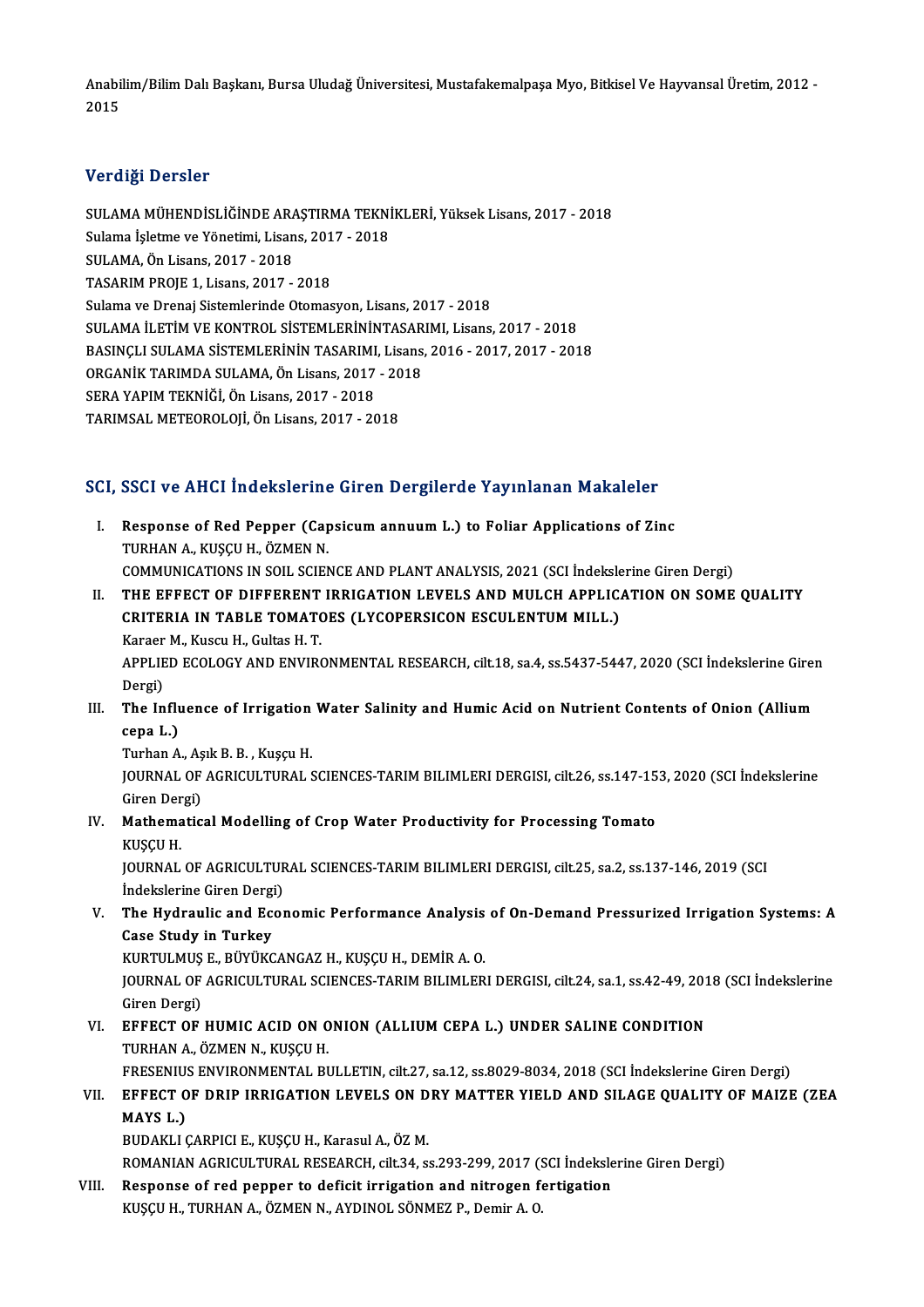Anabilim/Bilim Dalı Başkanı, Bursa Uludağ Üniversitesi, Mustafakemalpaşa Myo, Bitkisel Ve Hayvansal Üretim, 2012 - 2015

## Verdiği Dersler

SULAMA MÜHENDİSLİĞİNDE ARAŞTIRMA TEKNİKLERİ, Yüksek Lisans, 2017 - 2018
Sulama İşletme ve Yönetimi, Lisans, 2017 - 2018
SULAMA, Ön Lisans, 2017 - 2018
TASARIM PROJE 1, Lisans, 2017 - 2018
Sulama ve Drenaj Sistemlerinde Otomasyon, Lisans, 2017 - 2018
SULAMA İLETİM VE KONTROL SİSTEMLERİNİNTASARIMI, Lisans, 2017 - 2018
BASINÇLI SULAMA SİSTEMLERİNİN TASARIMI, Lisans, 2016 - 2017, 2017 - 2018
ORGANİK TARIMDA SULAMA, Ön Lisans, 2017 - 2018
SERA YAPIM TEKNİĞİ, Ön Lisans, 2017 - 2018
TARIMSAL METEOROLOJİ, Ön Lisans, 2017 - 2018

## SCI, SSCI ve AHCI İndekslerine Giren Dergilerde Yayınlanan Makaleler

I. **Response of Red Pepper (Capsicum annuum L.) to Foliar Applications of Zinc**
TURHAN A., KUŞÇU H., ÖZMEN N.
COMMUNICATIONS IN SOIL SCIENCE AND PLANT ANALYSIS, 2021 (SCI İndekslerine Giren Dergi)

II. **THE EFFECT OF DIFFERENT IRRIGATION LEVELS AND MULCH APPLICATION ON SOME QUALITY CRITERIA IN TABLE TOMATOES (LYCOPERSICON ESCULENTUM MILL.)**
Karaer M., Kuscu H., Gultas H. T.
APPLIED ECOLOGY AND ENVIRONMENTAL RESEARCH, cilt.18, sa.4, ss.5437-5447, 2020 (SCI İndekslerine Giren Dergi)

III. **The Influence of Irrigation Water Salinity and Humic Acid on Nutrient Contents of Onion (Allium cepa L.)**
Turhan A., Aşık B. B. , Kuşçu H.
JOURNAL OF AGRICULTURAL SCIENCES-TARIM BILIMLERI DERGISI, cilt.26, ss.147-153, 2020 (SCI İndekslerine Giren Dergi)

IV. **Mathematical Modelling of Crop Water Productivity for Processing Tomato**
KUŞÇU H.
JOURNAL OF AGRICULTURAL SCIENCES-TARIM BILIMLERI DERGISI, cilt.25, sa.2, ss.137-146, 2019 (SCI İndekslerine Giren Dergi)

V. **The Hydraulic and Economic Performance Analysis of On-Demand Pressurized Irrigation Systems: A Case Study in Turkey**
KURTULMUŞ E., BÜYÜKCANGAZ H., KUŞÇU H., DEMİR A. O.
JOURNAL OF AGRICULTURAL SCIENCES-TARIM BILIMLERI DERGISI, cilt.24, sa.1, ss.42-49, 2018 (SCI İndekslerine Giren Dergi)

VI. **EFFECT OF HUMIC ACID ON ONION (ALLIUM CEPA L.) UNDER SALINE CONDITION**
TURHAN A., ÖZMEN N., KUŞÇU H.
FRESENIUS ENVIRONMENTAL BULLETIN, cilt.27, sa.12, ss.8029-8034, 2018 (SCI İndekslerine Giren Dergi)

VII. **EFFECT OF DRIP IRRIGATION LEVELS ON DRY MATTER YIELD AND SILAGE QUALITY OF MAIZE (ZEA MAYS L.)**
BUDAKLI ÇARPICI E., KUŞÇU H., Karasul A., ÖZ M.
ROMANIAN AGRICULTURAL RESEARCH, cilt.34, ss.293-299, 2017 (SCI İndekslerine Giren Dergi)

VIII. **Response of red pepper to deficit irrigation and nitrogen fertigation**
KUŞÇU H., TURHAN A., ÖZMEN N., AYDINOL SÖNMEZ P., Demir A. O.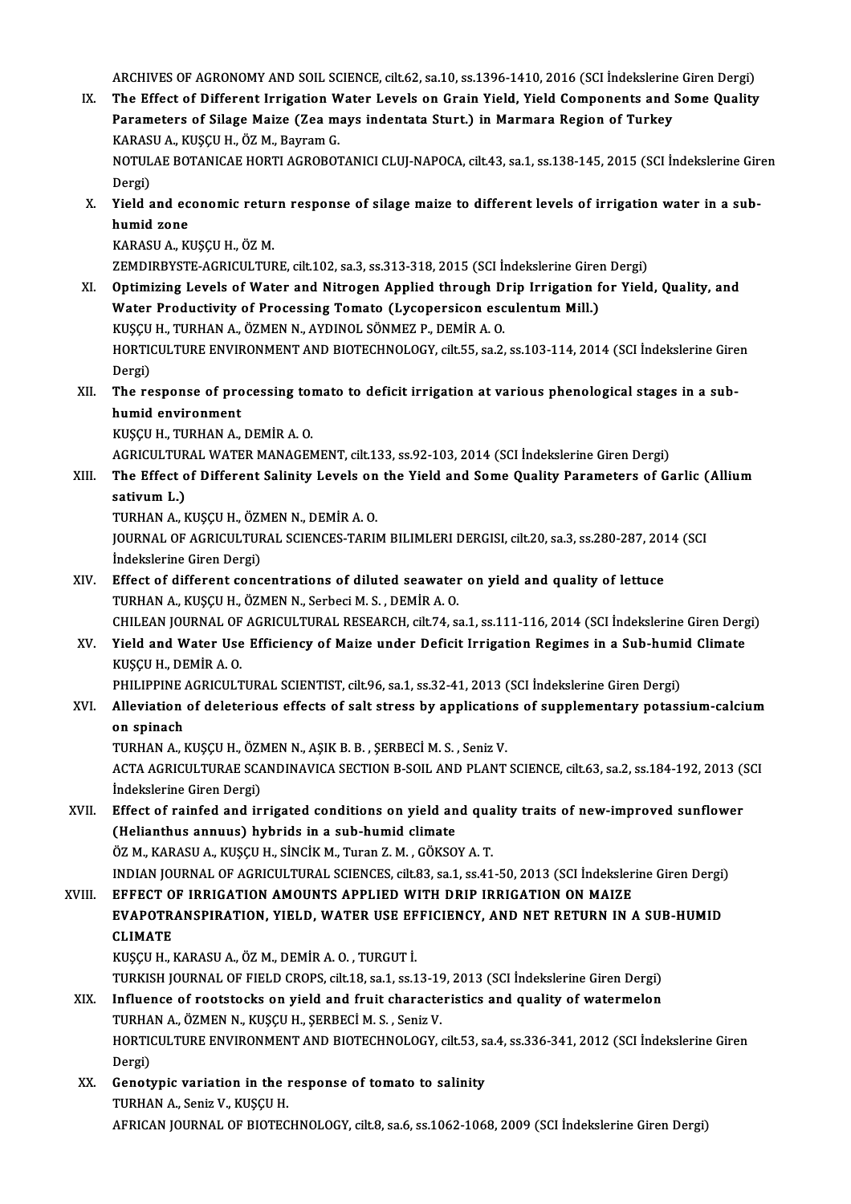ARCHIVES OF AGRONOMY AND SOIL SCIENCE, cilt.62, sa.10, ss.1396-1410, 2016 (SCI İndekslerine Giren Dergi)

IX. **The Effect of Different Irrigation Water Levels on Grain Yield, Yield Components and Some Quality Parameters of Silage Maize (Zea mays indentata Sturt.) in Marmara Region of Turkey**
KARASU A., KUŞÇU H., ÖZ M., Bayram G.
NOTULAE BOTANICAE HORTI AGROBOTANICI CLUJ-NAPOCA, cilt.43, sa.1, ss.138-145, 2015 (SCI İndekslerine Giren Dergi)

X. **Yield and economic return response of silage maize to different levels of irrigation water in a sub-humid zone**
KARASU A., KUŞÇU H., ÖZ M.
ZEMDIRBYSTE-AGRICULTURE, cilt.102, sa.3, ss.313-318, 2015 (SCI İndekslerine Giren Dergi)

XI. **Optimizing Levels of Water and Nitrogen Applied through Drip Irrigation for Yield, Quality, and Water Productivity of Processing Tomato (Lycopersicon esculentum Mill.)**
KUŞÇU H., TURHAN A., ÖZMEN N., AYDINOL SÖNMEZ P., DEMİR A. O.
HORTICULTURE ENVIRONMENT AND BIOTECHNOLOGY, cilt.55, sa.2, ss.103-114, 2014 (SCI İndekslerine Giren Dergi)

XII. **The response of processing tomato to deficit irrigation at various phenological stages in a sub-humid environment**
KUŞÇU H., TURHAN A., DEMİR A. O.
AGRICULTURAL WATER MANAGEMENT, cilt.133, ss.92-103, 2014 (SCI İndekslerine Giren Dergi)

XIII. **The Effect of Different Salinity Levels on the Yield and Some Quality Parameters of Garlic (Allium sativum L.)**
TURHAN A., KUŞÇU H., ÖZMEN N., DEMİR A. O.
JOURNAL OF AGRICULTURAL SCIENCES-TARIM BILIMLERI DERGISI, cilt.20, sa.3, ss.280-287, 2014 (SCI İndekslerine Giren Dergi)

XIV. **Effect of different concentrations of diluted seawater on yield and quality of lettuce**
TURHAN A., KUŞÇU H., ÖZMEN N., Serbeci M. S. , DEMİR A. O.
CHILEAN JOURNAL OF AGRICULTURAL RESEARCH, cilt.74, sa.1, ss.111-116, 2014 (SCI İndekslerine Giren Dergi)

XV. **Yield and Water Use Efficiency of Maize under Deficit Irrigation Regimes in a Sub-humid Climate**
KUŞÇU H., DEMİR A. O.
PHILIPPINE AGRICULTURAL SCIENTIST, cilt.96, sa.1, ss.32-41, 2013 (SCI İndekslerine Giren Dergi)

XVI. **Alleviation of deleterious effects of salt stress by applications of supplementary potassium-calcium on spinach**
TURHAN A., KUŞÇU H., ÖZMEN N., AŞIK B. B. , ŞERBECİ M. S. , Seniz V.
ACTA AGRICULTURAE SCANDINAVICA SECTION B-SOIL AND PLANT SCIENCE, cilt.63, sa.2, ss.184-192, 2013 (SCI İndekslerine Giren Dergi)

XVII. **Effect of rainfed and irrigated conditions on yield and quality traits of new-improved sunflower (Helianthus annuus) hybrids in a sub-humid climate**
ÖZ M., KARASU A., KUŞÇU H., SİNCİK M., Turan Z. M. , GÖKSOY A. T.
INDIAN JOURNAL OF AGRICULTURAL SCIENCES, cilt.83, sa.1, ss.41-50, 2013 (SCI İndekslerine Giren Dergi)

XVIII. **EFFECT OF IRRIGATION AMOUNTS APPLIED WITH DRIP IRRIGATION ON MAIZE EVAPOTRANSPIRATION, YIELD, WATER USE EFFICIENCY, AND NET RETURN IN A SUB-HUMID CLIMATE**
KUŞÇU H., KARASU A., ÖZ M., DEMİR A. O. , TURGUT İ.
TURKISH JOURNAL OF FIELD CROPS, cilt.18, sa.1, ss.13-19, 2013 (SCI İndekslerine Giren Dergi)

XIX. **Influence of rootstocks on yield and fruit characteristics and quality of watermelon**
TURHAN A., ÖZMEN N., KUŞÇU H., ŞERBECİ M. S. , Seniz V.
HORTICULTURE ENVIRONMENT AND BIOTECHNOLOGY, cilt.53, sa.4, ss.336-341, 2012 (SCI İndekslerine Giren Dergi)

XX. **Genotypic variation in the response of tomato to salinity**
TURHAN A., Seniz V., KUŞÇU H.
AFRICAN JOURNAL OF BIOTECHNOLOGY, cilt.8, sa.6, ss.1062-1068, 2009 (SCI İndekslerine Giren Dergi)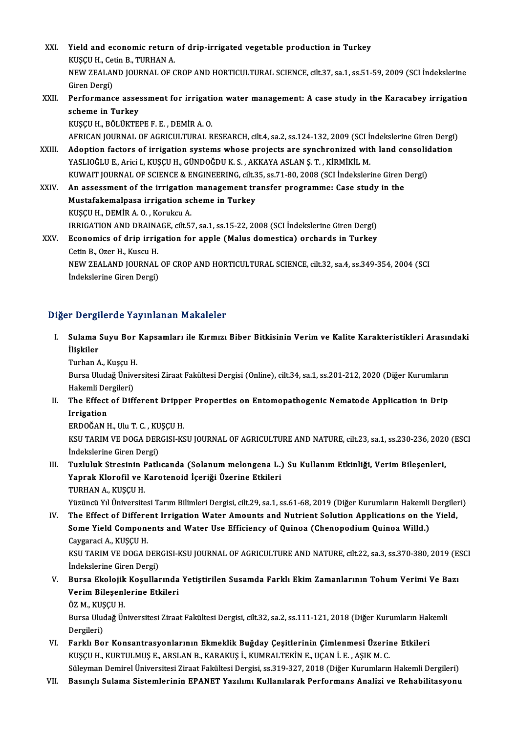XXI. **Yield and economic return of drip-irrigated vegetable production in Turkey**
KUŞÇU H., Cetin B., TURHAN A.
NEW ZEALAND JOURNAL OF CROP AND HORTICULTURAL SCIENCE, cilt.37, sa.1, ss.51-59, 2009 (SCI İndekslerine Giren Dergi)

XXII. **Performance assessment for irrigation water management: A case study in the Karacabey irrigation scheme in Turkey**
KUŞÇU H., BÖLÜKTEPE F. E. , DEMİR A. O.
AFRICAN JOURNAL OF AGRICULTURAL RESEARCH, cilt.4, sa.2, ss.124-132, 2009 (SCI İndekslerine Giren Dergi)

XXIII. **Adoption factors of irrigation systems whose projects are synchronized with land consolidation**
YASLIOĞLU E., Arici I., KUŞÇU H., GÜNDOĞDU K. S. , AKKAYA ASLAN Ş. T. , KİRMİKİL M.
KUWAIT JOURNAL OF SCIENCE & ENGINEERING, cilt.35, ss.71-80, 2008 (SCI İndekslerine Giren Dergi)

XXIV. **An assessment of the irrigation management transfer programme: Case study in the Mustafakemalpasa irrigation scheme in Turkey**
KUŞÇU H., DEMİR A. O. , Korukcu A.
IRRIGATION AND DRAINAGE, cilt.57, sa.1, ss.15-22, 2008 (SCI İndekslerine Giren Dergi)

XXV. **Economics of drip irrigation for apple (Malus domestica) orchards in Turkey**
Cetin B., Ozer H., Kuscu H.
NEW ZEALAND JOURNAL OF CROP AND HORTICULTURAL SCIENCE, cilt.32, sa.4, ss.349-354, 2004 (SCI İndekslerine Giren Dergi)

## Diğer Dergilerde Yayınlanan Makaleler

I. **Sulama Suyu Bor Kapsamları ile Kırmızı Biber Bitkisinin Verim ve Kalite Karakteristikleri Arasındaki İlişkiler**
Turhan A., Kuşçu H.
Bursa Uludağ Üniversitesi Ziraat Fakültesi Dergisi (Online), cilt.34, sa.1, ss.201-212, 2020 (Diğer Kurumların Hakemli Dergileri)

II. **The Effect of Different Dripper Properties on Entomopathogenic Nematode Application in Drip Irrigation**
ERDOĞAN H., Ulu T. C. , KUŞÇU H.
KSU TARIM VE DOGA DERGISI-KSU JOURNAL OF AGRICULTURE AND NATURE, cilt.23, sa.1, ss.230-236, 2020 (ESCI İndekslerine Giren Dergi)

III. **Tuzluluk Stresinin Patlıcanda (Solanum melongena L.) Su Kullanım Etkinliği, Verim Bileşenleri, Yaprak Klorofil ve Karotenoid İçeriği Üzerine Etkileri**
TURHAN A., KUŞÇU H.
Yüzüncü Yıl Üniversitesi Tarım Bilimleri Dergisi, cilt.29, sa.1, ss.61-68, 2019 (Diğer Kurumların Hakemli Dergileri)

IV. **The Effect of Different Irrigation Water Amounts and Nutrient Solution Applications on the Yield, Some Yield Components and Water Use Efficiency of Quinoa (Chenopodium Quinoa Willd.)**
Caygaraci A., KUŞÇU H.
KSU TARIM VE DOGA DERGISI-KSU JOURNAL OF AGRICULTURE AND NATURE, cilt.22, sa.3, ss.370-380, 2019 (ESCI İndekslerine Giren Dergi)

V. **Bursa Ekolojik Koşullarında Yetiştirilen Susamda Farklı Ekim Zamanlarının Tohum Verimi Ve Bazı Verim Bileşenlerine Etkileri**
ÖZ M., KUŞÇU H.
Bursa Uludağ Üniversitesi Ziraat Fakültesi Dergisi, cilt.32, sa.2, ss.111-121, 2018 (Diğer Kurumların Hakemli Dergileri)

VI. **Farklı Bor Konsantrasyonlarının Ekmeklik Buğday Çeşitlerinin Çimlenmesi Üzerine Etkileri**
KUŞÇU H., KURTULMUŞ E., ARSLAN B., KARAKUŞ İ., KUMRALTEKİN E., UÇAN İ. E. , AŞIK M. C.
Süleyman Demirel Üniversitesi Ziraat Fakültesi Dergisi, ss.319-327, 2018 (Diğer Kurumların Hakemli Dergileri)

VII. **Basınçlı Sulama Sistemlerinin EPANET Yazılımı Kullanılarak Performans Analizi ve Rehabilitasyonu**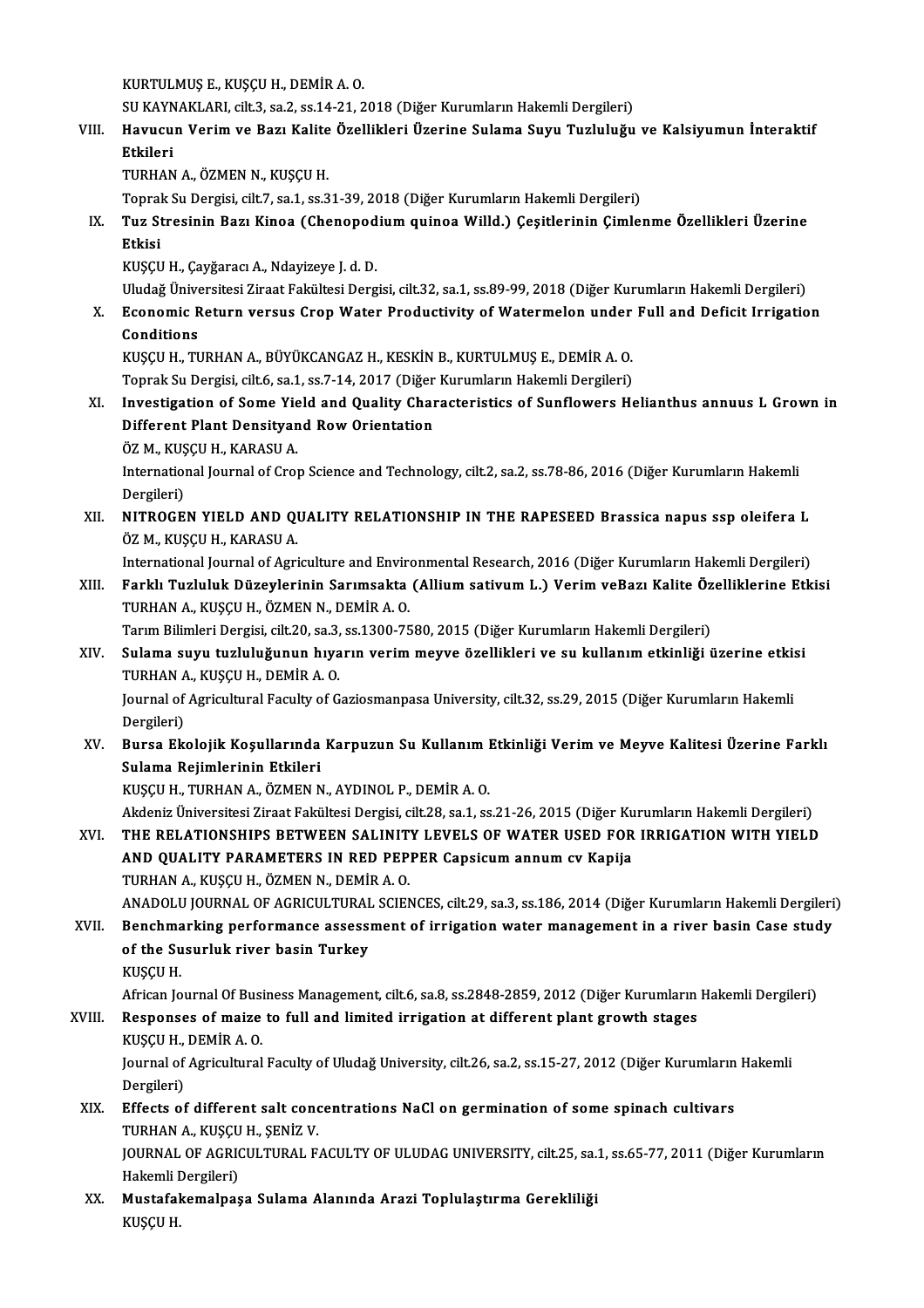KURTULMUŞ E., KUŞÇU H., DEMİR A. O.
SU KAYNAKLARI, cilt.3, sa.2, ss.14-21, 2018 (Diğer Kurumların Hakemli Dergileri)

VIII. **Havucun Verim ve Bazı Kalite Özellikleri Üzerine Sulama Suyu Tuzluluğu ve Kalsiyumun İnteraktif Etkileri**
TURHAN A., ÖZMEN N., KUŞÇU H.
Toprak Su Dergisi, cilt.7, sa.1, ss.31-39, 2018 (Diğer Kurumların Hakemli Dergileri)

IX. **Tuz Stresinin Bazı Kinoa (Chenopodium quinoa Willd.) Çeşitlerinin Çimlenme Özellikleri Üzerine Etkisi**
KUŞÇU H., Çayğaracı A., Ndayizeye J. d. D.
Uludağ Üniversitesi Ziraat Fakültesi Dergisi, cilt.32, sa.1, ss.89-99, 2018 (Diğer Kurumların Hakemli Dergileri)

X. **Economic Return versus Crop Water Productivity of Watermelon under Full and Deficit Irrigation Conditions**
KUŞÇU H., TURHAN A., BÜYÜKCANGAZ H., KESKİN B., KURTULMUŞ E., DEMİR A. O.
Toprak Su Dergisi, cilt.6, sa.1, ss.7-14, 2017 (Diğer Kurumların Hakemli Dergileri)

XI. **Investigation of Some Yield and Quality Characteristics of Sunflowers Helianthus annuus L Grown in Different Plant Densityand Row Orientation**
ÖZ M., KUŞÇU H., KARASU A.
International Journal of Crop Science and Technology, cilt.2, sa.2, ss.78-86, 2016 (Diğer Kurumların Hakemli Dergileri)

XII. **NITROGEN YIELD AND QUALITY RELATIONSHIP IN THE RAPESEED Brassica napus ssp oleifera L**
ÖZ M., KUŞÇU H., KARASU A.
International Journal of Agriculture and Environmental Research, 2016 (Diğer Kurumların Hakemli Dergileri)

XIII. **Farklı Tuzluluk Düzeylerinin Sarımsakta (Allium sativum L.) Verim veBazı Kalite Özelliklerine Etkisi**
TURHAN A., KUŞÇU H., ÖZMEN N., DEMİR A. O.
Tarım Bilimleri Dergisi, cilt.20, sa.3, ss.1300-7580, 2015 (Diğer Kurumların Hakemli Dergileri)

XIV. **Sulama suyu tuzluluğunun hıyarın verim meyve özellikleri ve su kullanım etkinliği üzerine etkisi**
TURHAN A., KUŞÇU H., DEMİR A. O.
Journal of Agricultural Faculty of Gaziosmanpasa University, cilt.32, ss.29, 2015 (Diğer Kurumların Hakemli Dergileri)

XV. **Bursa Ekolojik Koşullarında Karpuzun Su Kullanım Etkinliği Verim ve Meyve Kalitesi Üzerine Farklı Sulama Rejimlerinin Etkileri**
KUŞÇU H., TURHAN A., ÖZMEN N., AYDINOL P., DEMİR A. O.
Akdeniz Üniversitesi Ziraat Fakültesi Dergisi, cilt.28, sa.1, ss.21-26, 2015 (Diğer Kurumların Hakemli Dergileri)

XVI. **THE RELATIONSHIPS BETWEEN SALINITY LEVELS OF WATER USED FOR IRRIGATION WITH YIELD AND QUALITY PARAMETERS IN RED PEPPER Capsicum annum cv Kapija**
TURHAN A., KUŞÇU H., ÖZMEN N., DEMİR A. O.
ANADOLU JOURNAL OF AGRICULTURAL SCIENCES, cilt.29, sa.3, ss.186, 2014 (Diğer Kurumların Hakemli Dergileri)

XVII. **Benchmarking performance assessment of irrigation water management in a river basin Case study of the Susurluk river basin Turkey**
KUŞÇU H.
African Journal Of Business Management, cilt.6, sa.8, ss.2848-2859, 2012 (Diğer Kurumların Hakemli Dergileri)

XVIII. **Responses of maize to full and limited irrigation at different plant growth stages**
KUŞÇU H., DEMİR A. O.
Journal of Agricultural Faculty of Uludağ University, cilt.26, sa.2, ss.15-27, 2012 (Diğer Kurumların Hakemli Dergileri)

XIX. **Effects of different salt concentrations NaCl on germination of some spinach cultivars**
TURHAN A., KUŞÇU H., ŞENİZ V.
JOURNAL OF AGRICULTURAL FACULTY OF ULUDAG UNIVERSITY, cilt.25, sa.1, ss.65-77, 2011 (Diğer Kurumların Hakemli Dergileri)

XX. **Mustafakemalpaşa Sulama Alanında Arazi Toplulaştırma Gerekliliği**
KUŞÇU H.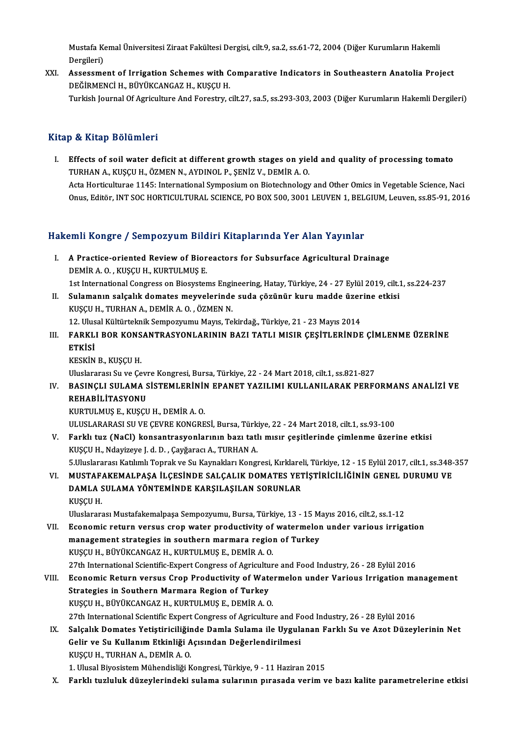Mustafa Kemal Üniversitesi Ziraat Fakültesi Dergisi, cilt.9, sa.2, ss.61-72, 2004 (Diğer Kurumların Hakemli Dergileri)

XXI. **Assessment of Irrigation Schemes with Comparative Indicators in Southeastern Anatolia Project**
DEĞİRMENCİ H., BÜYÜKCANGAZ H., KUŞÇU H.
Turkish Journal Of Agriculture And Forestry, cilt.27, sa.5, ss.293-303, 2003 (Diğer Kurumların Hakemli Dergileri)

## Kitap & Kitap Bölümleri

I. **Effects of soil water deficit at different growth stages on yield and quality of processing tomato**
TURHAN A., KUŞÇU H., ÖZMEN N., AYDINOL P., ŞENİZ V., DEMİR A. O.
Acta Horticulturae 1145: International Symposium on Biotechnology and Other Omics in Vegetable Science, Naci Onus, Editör, INT SOC HORTICULTURAL SCIENCE, PO BOX 500, 3001 LEUVEN 1, BELGIUM, Leuven, ss.85-91, 2016

## Hakemli Kongre / Sempozyum Bildiri Kitaplarında Yer Alan Yayınlar

I. **A Practice-oriented Review of Bioreactors for Subsurface Agricultural Drainage**
DEMİR A. O. , KUŞÇU H., KURTULMUŞ E.
1st International Congress on Biosystems Engineering, Hatay, Türkiye, 24 - 27 Eylül 2019, cilt.1, ss.224-237

II. **Sulamanın salçalık domates meyvelerinde suda çözünür kuru madde üzerine etkisi**
KUŞÇU H., TURHAN A., DEMİR A. O. , ÖZMEN N.
12. Ulusal Kültürteknik Sempozyumu Mayıs, Tekirdağ., Türkiye, 21 - 23 Mayıs 2014

III. **FARKLI BOR KONSANTRASYONLARININ BAZI TATLI MISIR ÇEŞİTLERİNDE ÇİMLENME ÜZERİNE ETKİSİ**
KESKİN B., KUŞÇU H.
Uluslararası Su ve Çevre Kongresi, Bursa, Türkiye, 22 - 24 Mart 2018, cilt.1, ss.821-827

IV. **BASINÇLI SULAMA SİSTEMLERİNİN EPANET YAZILIMI KULLANILARAK PERFORMANS ANALİZİ VE REHABİLİTASYONU**
KURTULMUŞ E., KUŞÇU H., DEMİR A. O.
ULUSLARARASI SU VE ÇEVRE KONGRESİ, Bursa, Türkiye, 22 - 24 Mart 2018, cilt.1, ss.93-100

V. **Farklı tuz (NaCl) konsantrasyonlarının bazı tatlı mısır çeşitlerinde çimlenme üzerine etkisi**
KUŞÇU H., Ndayizeye J. d. D. , Çayğaracı A., TURHAN A.
5.Uluslararası Katılımlı Toprak ve Su Kaynakları Kongresi, Kırklareli, Türkiye, 12 - 15 Eylül 2017, cilt.1, ss.348-357

VI. **MUSTAFAKEMALPAŞA İLÇESİNDE SALÇALIK DOMATES YETİŞTİRİCİLİĞİNİN GENEL DURUMU VE DAMLA SULAMA YÖNTEMİNDE KARŞILAŞILAN SORUNLAR**
KUŞÇU H.
Uluslararası Mustafakemalpaşa Sempozyumu, Bursa, Türkiye, 13 - 15 Mayıs 2016, cilt.2, ss.1-12

VII. **Economic return versus crop water productivity of watermelon under various irrigation management strategies in southern marmara region of Turkey**
KUŞÇU H., BÜYÜKCANGAZ H., KURTULMUŞ E., DEMİR A. O.
27th International Scientific-Expert Congress of Agriculture and Food Industry, 26 - 28 Eylül 2016

VIII. **Economic Return versus Crop Productivity of Watermelon under Various Irrigation management Strategies in Southern Marmara Region of Turkey**
KUŞÇU H., BÜYÜKCANGAZ H., KURTULMUŞ E., DEMİR A. O.
27th International Scientific Expert Congress of Agriculture and Food Industry, 26 - 28 Eylül 2016

IX. **Salçalık Domates Yetiştiriciliğinde Damla Sulama ile Uygulanan Farklı Su ve Azot Düzeylerinin Net Gelir ve Su Kullanım Etkinliği Açısından Değerlendirilmesi**
KUŞÇU H., TURHAN A., DEMİR A. O.
1. Ulusal Biyosistem Mühendisliği Kongresi, Türkiye, 9 - 11 Haziran 2015

X. **Farklı tuzluluk düzeylerindeki sulama sularının pırasada verim ve bazı kalite parametrelerine etkisi**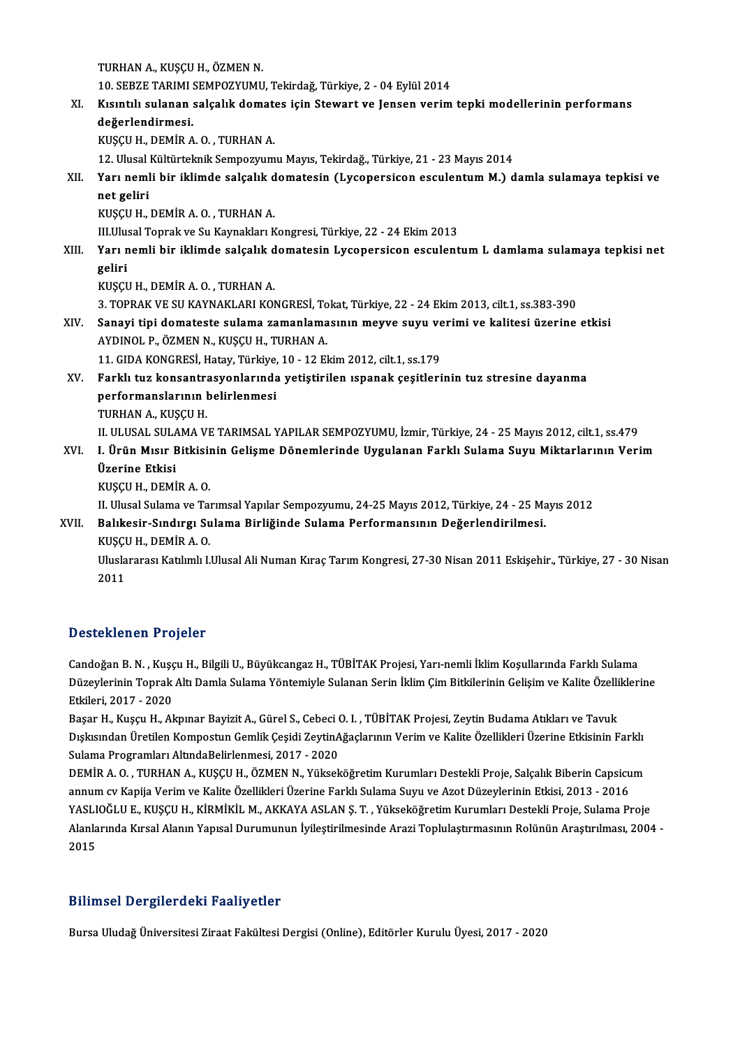TURHAN A., KUŞÇU H., ÖZMEN N.
10. SEBZE TARIMI SEMPOZYUMU, Tekirdağ, Türkiye, 2 - 04 Eylül 2014

XI. **Kısıntılı sulanan salçalık domates için Stewart ve Jensen verim tepki modellerinin performans değerlendirmesi.**
KUŞÇU H., DEMİR A. O. , TURHAN A.
12. Ulusal Kültürteknik Sempozyumu Mayıs, Tekirdağ., Türkiye, 21 - 23 Mayıs 2014

XII. **Yarı nemli bir iklimde salçalık domatesin (Lycopersicon esculentum M.) damla sulamaya tepkisi ve net geliri**
KUŞÇU H., DEMİR A. O. , TURHAN A.
III.Ulusal Toprak ve Su Kaynakları Kongresi, Türkiye, 22 - 24 Ekim 2013

XIII. **Yarı nemli bir iklimde salçalık domatesin Lycopersicon esculentum L damlama sulamaya tepkisi net geliri**
KUŞÇU H., DEMİR A. O. , TURHAN A.
3. TOPRAK VE SU KAYNAKLARI KONGRESİ, Tokat, Türkiye, 22 - 24 Ekim 2013, cilt.1, ss.383-390

XIV. **Sanayi tipi domateste sulama zamanlamasının meyve suyu verimi ve kalitesi üzerine etkisi**
AYDINOL P., ÖZMEN N., KUŞÇU H., TURHAN A.
11. GIDA KONGRESİ, Hatay, Türkiye, 10 - 12 Ekim 2012, cilt.1, ss.179

XV. **Farklı tuz konsantrasyonlarında yetiştirilen ıspanak çeşitlerinin tuz stresine dayanma performanslarının belirlenmesi**
TURHAN A., KUŞÇU H.
II. ULUSAL SULAMA VE TARIMSAL YAPILAR SEMPOZYUMU, İzmir, Türkiye, 24 - 25 Mayıs 2012, cilt.1, ss.479

XVI. **I. Ürün Mısır Bitkisinin Gelişme Dönemlerinde Uygulanan Farklı Sulama Suyu Miktarlarının Verim Üzerine Etkisi**
KUŞÇU H., DEMİR A. O.
II. Ulusal Sulama ve Tarımsal Yapılar Sempozyumu, 24-25 Mayıs 2012, Türkiye, 24 - 25 Mayıs 2012

XVII. **Balıkesir-Sındırgı Sulama Birliğinde Sulama Performansının Değerlendirilmesi.**
KUŞÇU H., DEMİR A. O.
Uluslararası Katılımlı I.Ulusal Ali Numan Kıraç Tarım Kongresi, 27-30 Nisan 2011 Eskişehir., Türkiye, 27 - 30 Nisan 2011

## Desteklenen Projeler

Candoğan B. N. , Kuşçu H., Bilgili U., Büyükcangaz H., TÜBİTAK Projesi, Yarı-nemli İklim Koşullarında Farklı Sulama Düzeylerinin Toprak Altı Damla Sulama Yöntemiyle Sulanan Serin İklim Çim Bitkilerinin Gelişim ve Kalite Özelliklerine Etkileri, 2017 - 2020

Başar H., Kuşçu H., Akpınar Bayizit A., Gürel S., Cebeci O. I. , TÜBİTAK Projesi, Zeytin Budama Atıkları ve Tavuk Dışkısından Üretilen Kompostun Gemlik Çeşidi ZeytinAğaçlarının Verim ve Kalite Özellikleri Üzerine Etkisinin Farklı Sulama Programları AltındaBelirlenmesi, 2017 - 2020

DEMİR A. O. , TURHAN A., KUŞÇU H., ÖZMEN N., Yükseköğretim Kurumları Destekli Proje, Salçalık Biberin Capsicum annum cv Kapija Verim ve Kalite Özellikleri Üzerine Farklı Sulama Suyu ve Azot Düzeylerinin Etkisi, 2013 - 2016

YASLIOĞLU E., KUŞÇU H., KİRMİKİL M., AKKAYA ASLAN Ş. T. , Yükseköğretim Kurumları Destekli Proje, Sulama Proje Alanlarında Kırsal Alanın Yapısal Durumunun İyileştirilmesinde Arazi Toplulaştırmasının Rolünün Araştırılması, 2004 - 2015

## Bilimsel Dergilerdeki Faaliyetler

Bursa Uludağ Üniversitesi Ziraat Fakültesi Dergisi (Online), Editörler Kurulu Üyesi, 2017 - 2020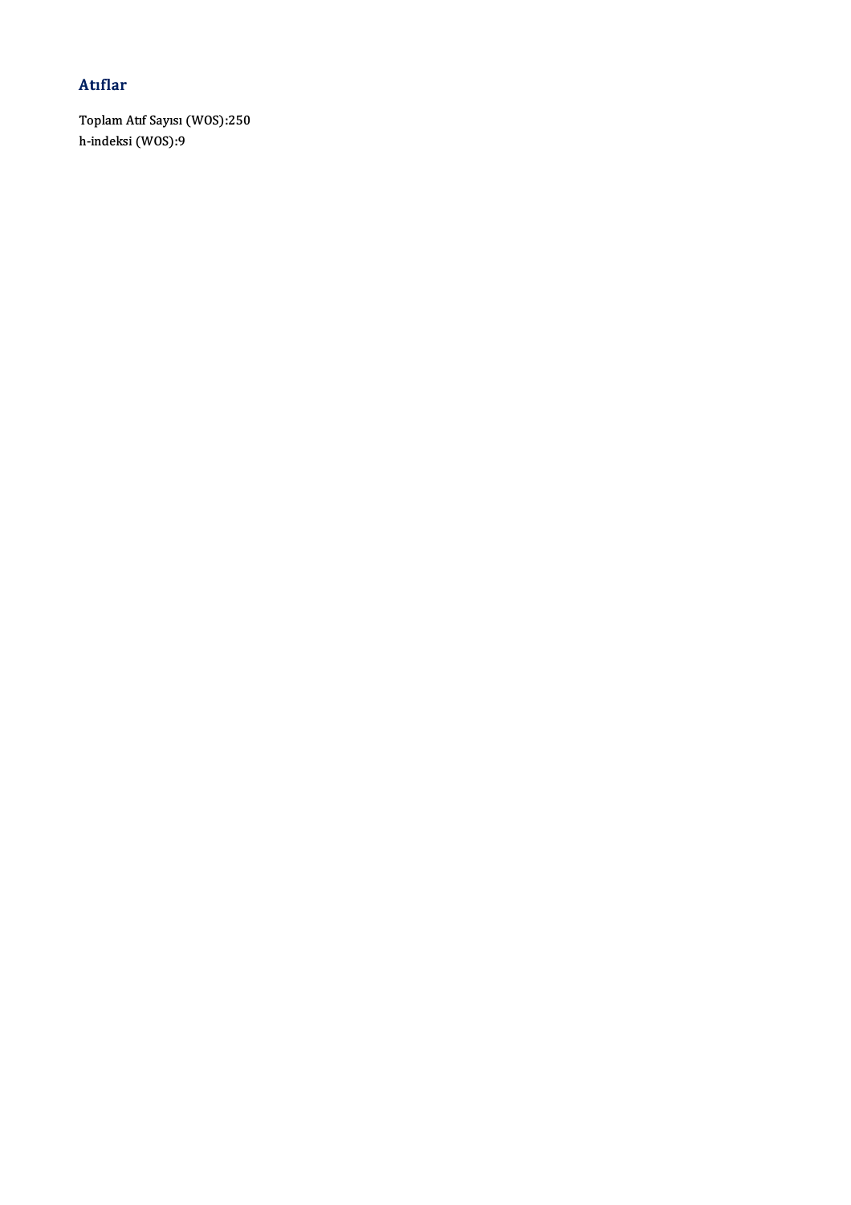## Atıflar

Toplam Atıf Sayısı (WOS):250
h-indeksi (WOS):9